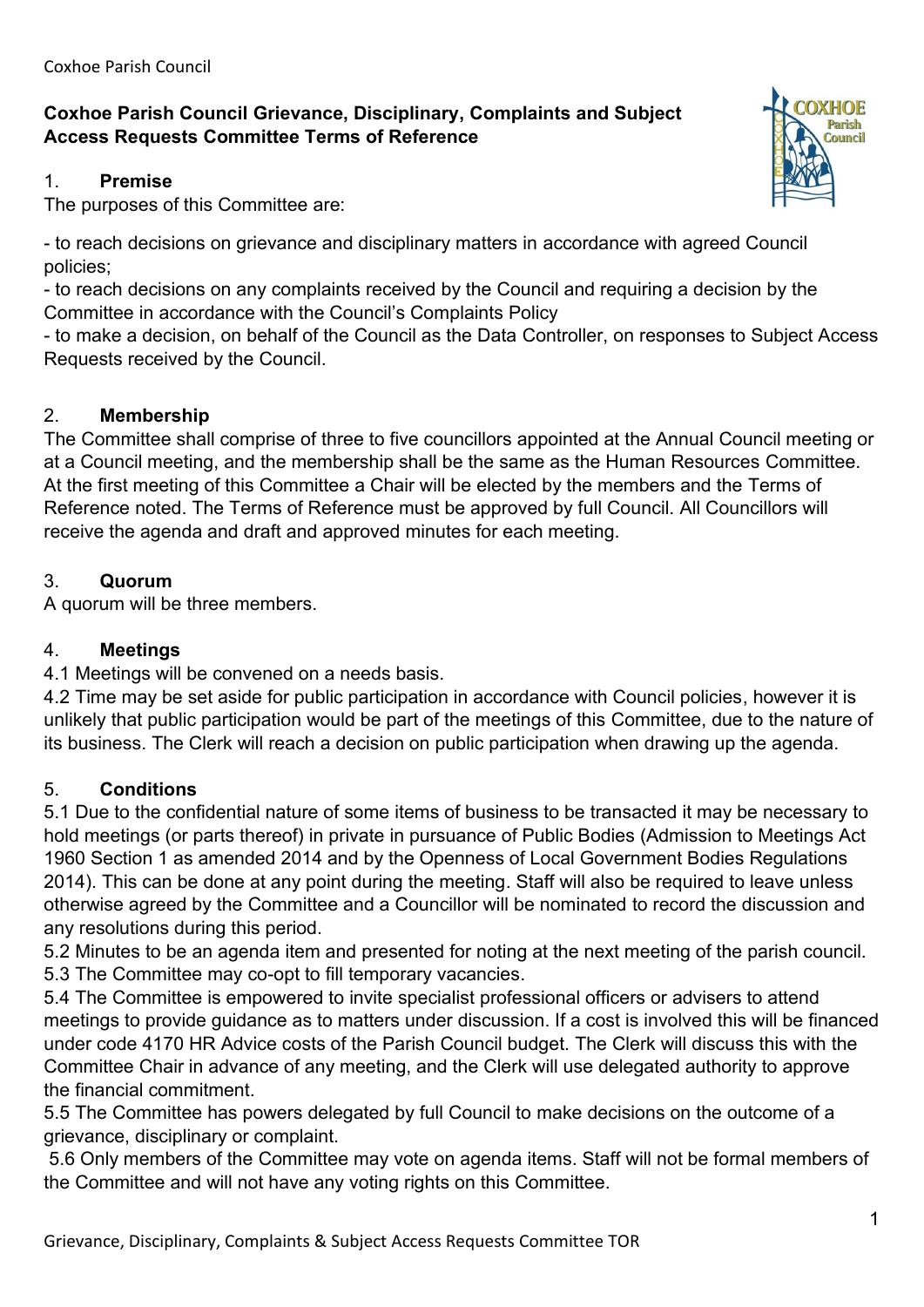**Coxhoe Parish Council Grievance, Disciplinary, Complaints and Subject Access Requests Committee Terms of Reference**

1. **Premise**

The purposes of this Committee are:

- to reach decisions on grievance and disciplinary matters in accordance with agreed Council policies;
- to reach decisions on any complaints received by the Council and requiring a decision by the Committee in accordance with the Council's Complaints Policy
- to make a decision, on behalf of the Council as the Data Controller, on responses to Subject Access Requests received by the Council.

2. **Membership**

The Committee shall comprise of three to five councillors appointed at the Annual Council meeting or at a Council meeting, and the membership shall be the same as the Human Resources Committee. At the first meeting of this Committee a Chair will be elected by the members and the Terms of Reference noted. The Terms of Reference must be approved by full Council. All Councillors will receive the agenda and draft and approved minutes for each meeting.

3. **Quorum**

A quorum will be three members.

4. **Meetings**

4.1 Meetings will be convened on a needs basis.

4.2 Time may be set aside for public participation in accordance with Council policies, however it is unlikely that public participation would be part of the meetings of this Committee, due to the nature of its business. The Clerk will reach a decision on public participation when drawing up the agenda.

5. **Conditions**

5.1 Due to the confidential nature of some items of business to be transacted it may be necessary to hold meetings (or parts thereof) in private in pursuance of Public Bodies (Admission to Meetings Act 1960 Section 1 as amended 2014 and by the Openness of Local Government Bodies Regulations 2014). This can be done at any point during the meeting. Staff will also be required to leave unless otherwise agreed by the Committee and a Councillor will be nominated to record the discussion and any resolutions during this period.

5.2 Minutes to be an agenda item and presented for noting at the next meeting of the parish council.

5.3 The Committee may co-opt to fill temporary vacancies.

5.4 The Committee is empowered to invite specialist professional officers or advisers to attend meetings to provide guidance as to matters under discussion. If a cost is involved this will be financed under code 4170 HR Advice costs of the Parish Council budget. The Clerk will discuss this with the Committee Chair in advance of any meeting, and the Clerk will use delegated authority to approve the financial commitment.

5.5 The Committee has powers delegated by full Council to make decisions on the outcome of a grievance, disciplinary or complaint.

5.6 Only members of the Committee may vote on agenda items. Staff will not be formal members of the Committee and will not have any voting rights on this Committee.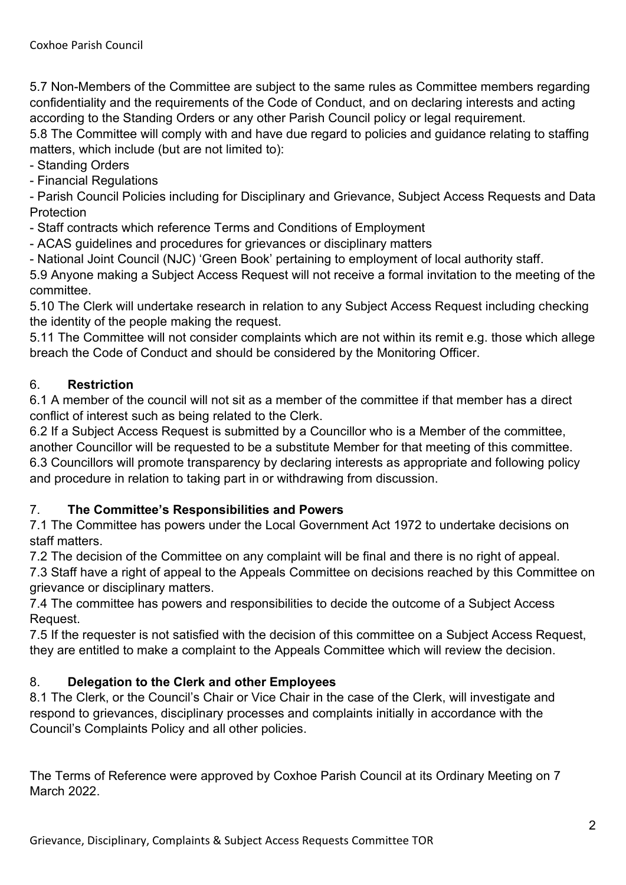5.7 Non-Members of the Committee are subject to the same rules as Committee members regarding confidentiality and the requirements of the Code of Conduct, and on declaring interests and acting according to the Standing Orders or any other Parish Council policy or legal requirement.

5.8 The Committee will comply with and have due regard to policies and guidance relating to staffing matters, which include (but are not limited to):

- Standing Orders
- Financial Regulations
- Parish Council Policies including for Disciplinary and Grievance, Subject Access Requests and Data Protection
- Staff contracts which reference Terms and Conditions of Employment
- ACAS guidelines and procedures for grievances or disciplinary matters
- National Joint Council (NJC) 'Green Book' pertaining to employment of local authority staff.

5.9 Anyone making a Subject Access Request will not receive a formal invitation to the meeting of the committee.

5.10 The Clerk will undertake research in relation to any Subject Access Request including checking the identity of the people making the request.

5.11 The Committee will not consider complaints which are not within its remit e.g. those which allege breach the Code of Conduct and should be considered by the Monitoring Officer.

## 6. **Restriction**

6.1 A member of the council will not sit as a member of the committee if that member has a direct conflict of interest such as being related to the Clerk.

6.2 If a Subject Access Request is submitted by a Councillor who is a Member of the committee, another Councillor will be requested to be a substitute Member for that meeting of this committee.

6.3 Councillors will promote transparency by declaring interests as appropriate and following policy and procedure in relation to taking part in or withdrawing from discussion.

## 7. **The Committee's Responsibilities and Powers**

7.1 The Committee has powers under the Local Government Act 1972 to undertake decisions on staff matters.

7.2 The decision of the Committee on any complaint will be final and there is no right of appeal.

7.3 Staff have a right of appeal to the Appeals Committee on decisions reached by this Committee on grievance or disciplinary matters.

7.4 The committee has powers and responsibilities to decide the outcome of a Subject Access Request.

7.5 If the requester is not satisfied with the decision of this committee on a Subject Access Request, they are entitled to make a complaint to the Appeals Committee which will review the decision.

## 8. **Delegation to the Clerk and other Employees**

8.1 The Clerk, or the Council's Chair or Vice Chair in the case of the Clerk, will investigate and respond to grievances, disciplinary processes and complaints initially in accordance with the Council's Complaints Policy and all other policies.

The Terms of Reference were approved by Coxhoe Parish Council at its Ordinary Meeting on 7 March 2022.